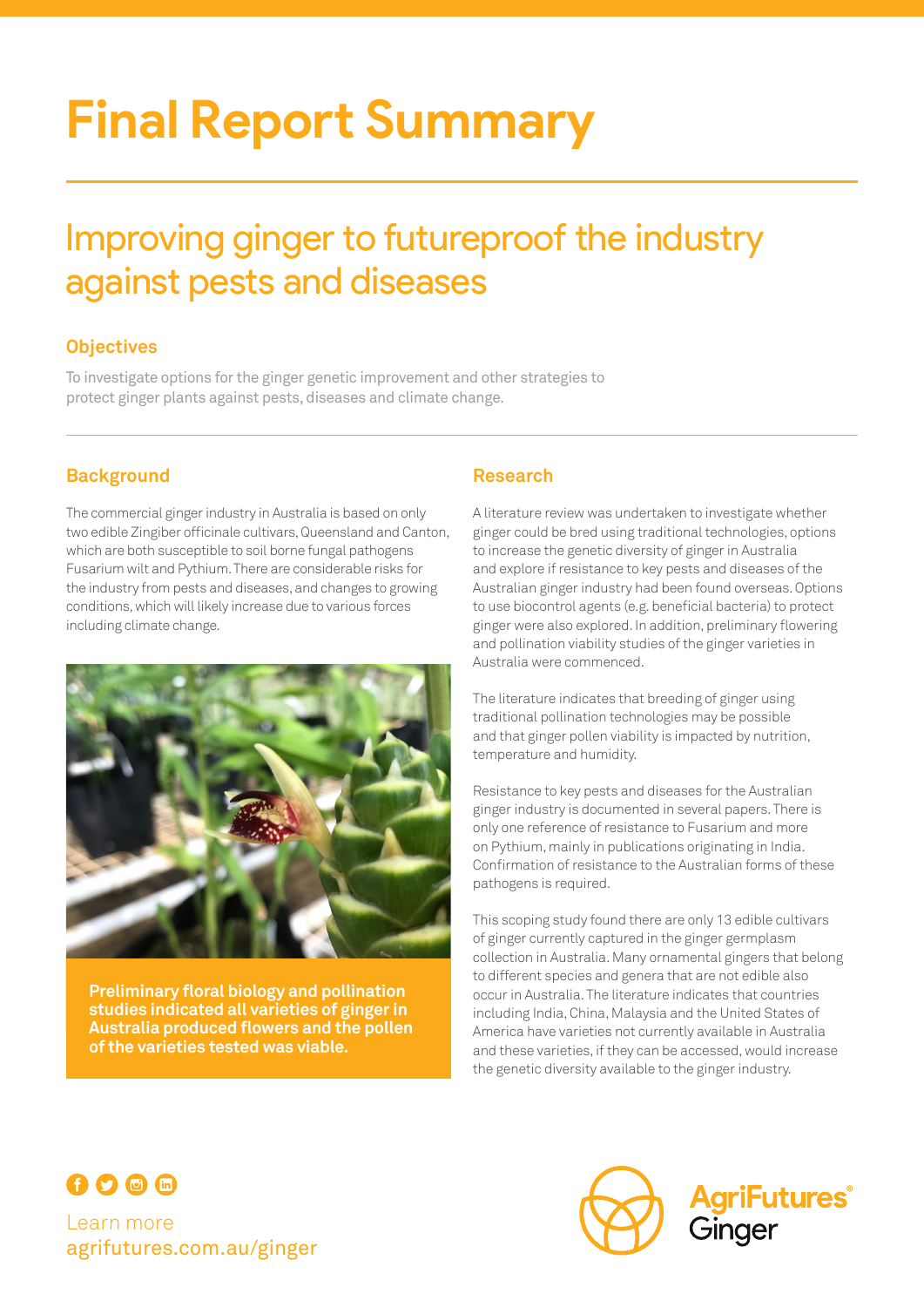# Final Report Summary

## Improving ginger to futureproof the industry against pests and diseases

### Objectives

To investigate options for the ginger genetic improvement and other strategies to protect ginger plants against pests, diseases and climate change.

### Background

The commercial ginger industry in Australia is based on only two edible Zingiber officinale cultivars, Queensland and Canton, which are both susceptible to soil borne fungal pathogens Fusarium wilt and Pythium. There are considerable risks for the industry from pests and diseases, and changes to growing conditions, which will likely increase due to various forces including climate change.

**Preliminary floral biology and pollination studies indicated all varieties of ginger in Australia produced flowers and the pollen of the varieties tested was viable.**

### Research

A literature review was undertaken to investigate whether ginger could be bred using traditional technologies, options to increase the genetic diversity of ginger in Australia and explore if resistance to key pests and diseases of the Australian ginger industry had been found overseas. Options to use biocontrol agents (e.g. beneficial bacteria) to protect ginger were also explored. In addition, preliminary flowering and pollination viability studies of the ginger varieties in Australia were commenced.

The literature indicates that breeding of ginger using traditional pollination technologies may be possible and that ginger pollen viability is impacted by nutrition, temperature and humidity.

Resistance to key pests and diseases for the Australian ginger industry is documented in several papers. There is only one reference of resistance to Fusarium and more on Pythium, mainly in publications originating in India. Confirmation of resistance to the Australian forms of these pathogens is required.

This scoping study found there are only 13 edible cultivars of ginger currently captured in the ginger germplasm collection in Australia. Many ornamental gingers that belong to different species and genera that are not edible also occur in Australia. The literature indicates that countries including India, China, Malaysia and the United States of America have varieties not currently available in Australia and these varieties, if they can be accessed, would increase the genetic diversity available to the ginger industry.

Learn more
agrifutures.com.au/ginger

AgriFutures® Ginger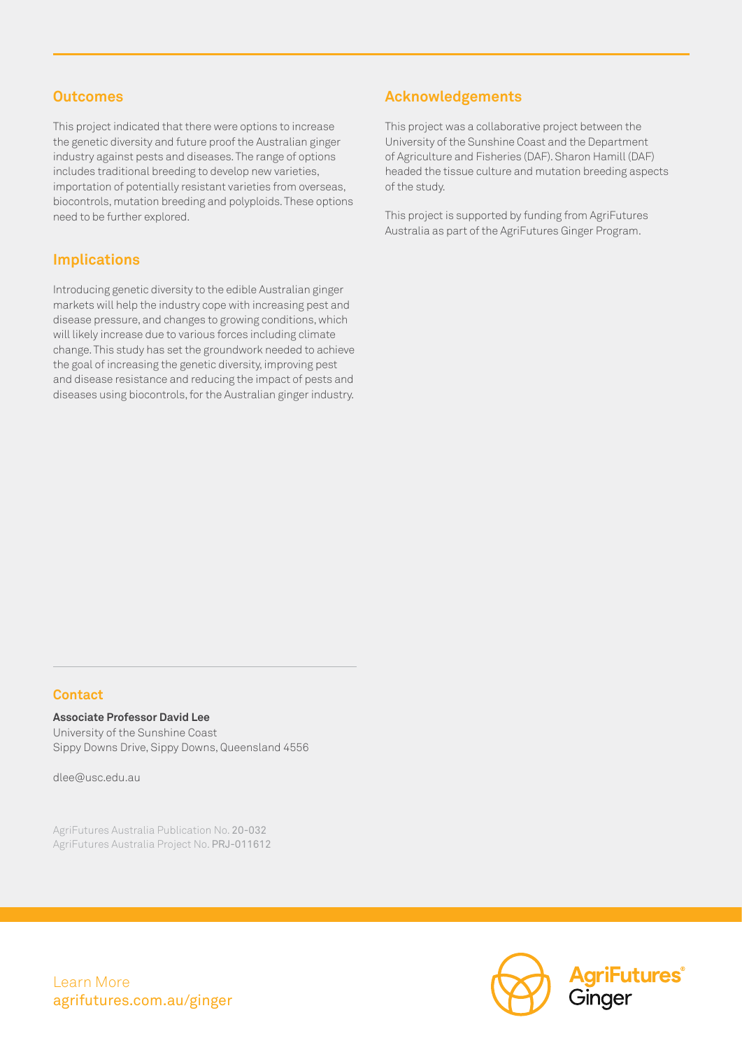## Outcomes

This project indicated that there were options to increase the genetic diversity and future proof the Australian ginger industry against pests and diseases. The range of options includes traditional breeding to develop new varieties, importation of potentially resistant varieties from overseas, biocontrols, mutation breeding and polyploids. These options need to be further explored.

## Implications

Introducing genetic diversity to the edible Australian ginger markets will help the industry cope with increasing pest and disease pressure, and changes to growing conditions, which will likely increase due to various forces including climate change. This study has set the groundwork needed to achieve the goal of increasing the genetic diversity, improving pest and disease resistance and reducing the impact of pests and diseases using biocontrols, for the Australian ginger industry.

## Acknowledgements

This project was a collaborative project between the University of the Sunshine Coast and the Department of Agriculture and Fisheries (DAF). Sharon Hamill (DAF) headed the tissue culture and mutation breeding aspects of the study.

This project is supported by funding from AgriFutures Australia as part of the AgriFutures Ginger Program.

## Contact

**Associate Professor David Lee**
University of the Sunshine Coast
Sippy Downs Drive, Sippy Downs, Queensland 4556

dlee@usc.edu.au

AgriFutures Australia Publication No. 20-032
AgriFutures Australia Project No. PRJ-011612

Learn More
agrifutures.com.au/ginger

AgriFutures® Ginger